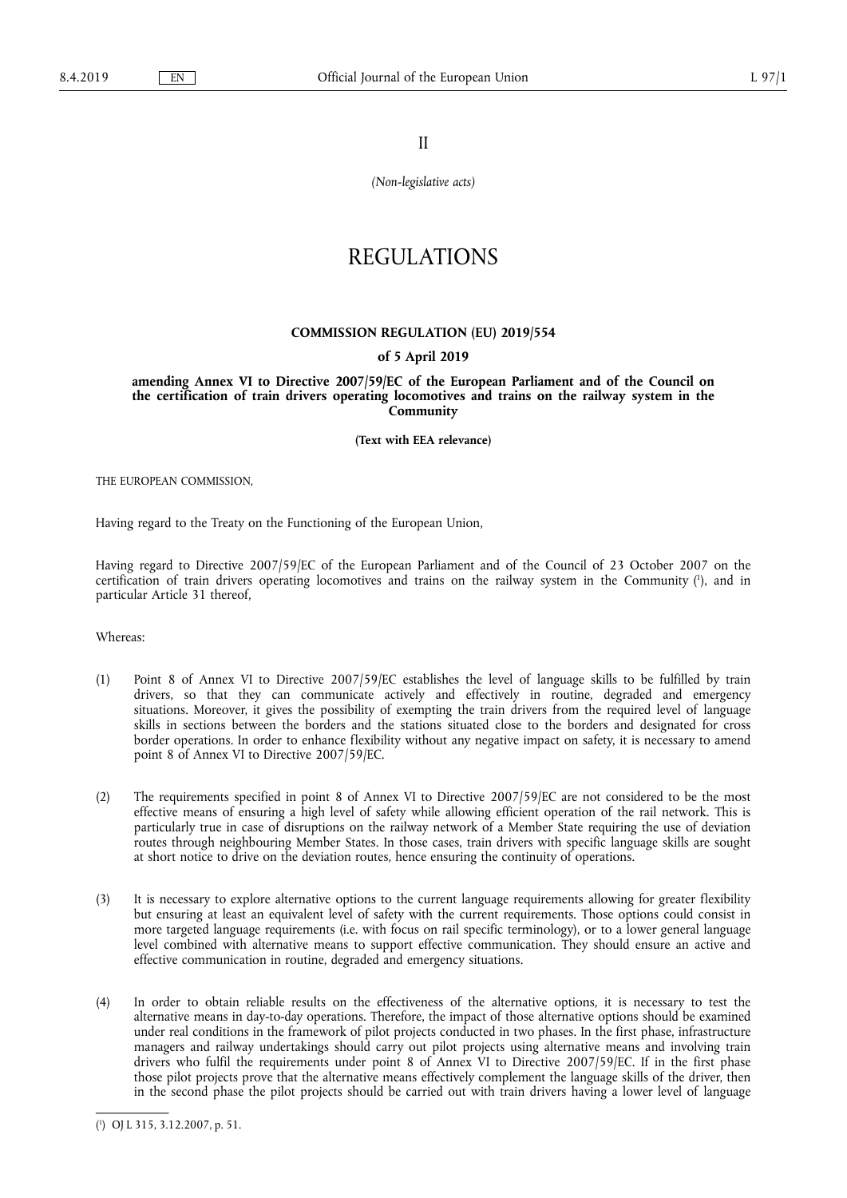II

*(Non-legislative acts)*

# REGULATIONS

## COMMISSION REGULATION (EU) 2019/554

### of 5 April 2019

### amending Annex VI to Directive 2007/59/EC of the European Parliament and of the Council on the certification of train drivers operating locomotives and trains on the railway system in the Community

**(Text with EEA relevance)**

THE EUROPEAN COMMISSION,

Having regard to the Treaty on the Functioning of the European Union,

Having regard to Directive 2007/59/EC of the European Parliament and of the Council of 23 October 2007 on the certification of train drivers operating locomotives and trains on the railway system in the Community [1], and in particular Article 31 thereof,

Whereas:

(1) Point 8 of Annex VI to Directive 2007/59/EC establishes the level of language skills to be fulfilled by train drivers, so that they can communicate actively and effectively in routine, degraded and emergency situations. Moreover, it gives the possibility of exempting the train drivers from the required level of language skills in sections between the borders and the stations situated close to the borders and designated for cross border operations. In order to enhance flexibility without any negative impact on safety, it is necessary to amend point 8 of Annex VI to Directive 2007/59/EC.

(2) The requirements specified in point 8 of Annex VI to Directive 2007/59/EC are not considered to be the most effective means of ensuring a high level of safety while allowing efficient operation of the rail network. This is particularly true in case of disruptions on the railway network of a Member State requiring the use of deviation routes through neighbouring Member States. In those cases, train drivers with specific language skills are sought at short notice to drive on the deviation routes, hence ensuring the continuity of operations.

(3) It is necessary to explore alternative options to the current language requirements allowing for greater flexibility but ensuring at least an equivalent level of safety with the current requirements. Those options could consist in more targeted language requirements (i.e. with focus on rail specific terminology), or to a lower general language level combined with alternative means to support effective communication. They should ensure an active and effective communication in routine, degraded and emergency situations.

(4) In order to obtain reliable results on the effectiveness of the alternative options, it is necessary to test the alternative means in day-to-day operations. Therefore, the impact of those alternative options should be examined under real conditions in the framework of pilot projects conducted in two phases. In the first phase, infrastructure managers and railway undertakings should carry out pilot projects using alternative means and involving train drivers who fulfil the requirements under point 8 of Annex VI to Directive 2007/59/EC. If in the first phase those pilot projects prove that the alternative means effectively complement the language skills of the driver, then in the second phase the pilot projects should be carried out with train drivers having a lower level of language

---

[1] OJ L 315, 3.12.2007, p. 51.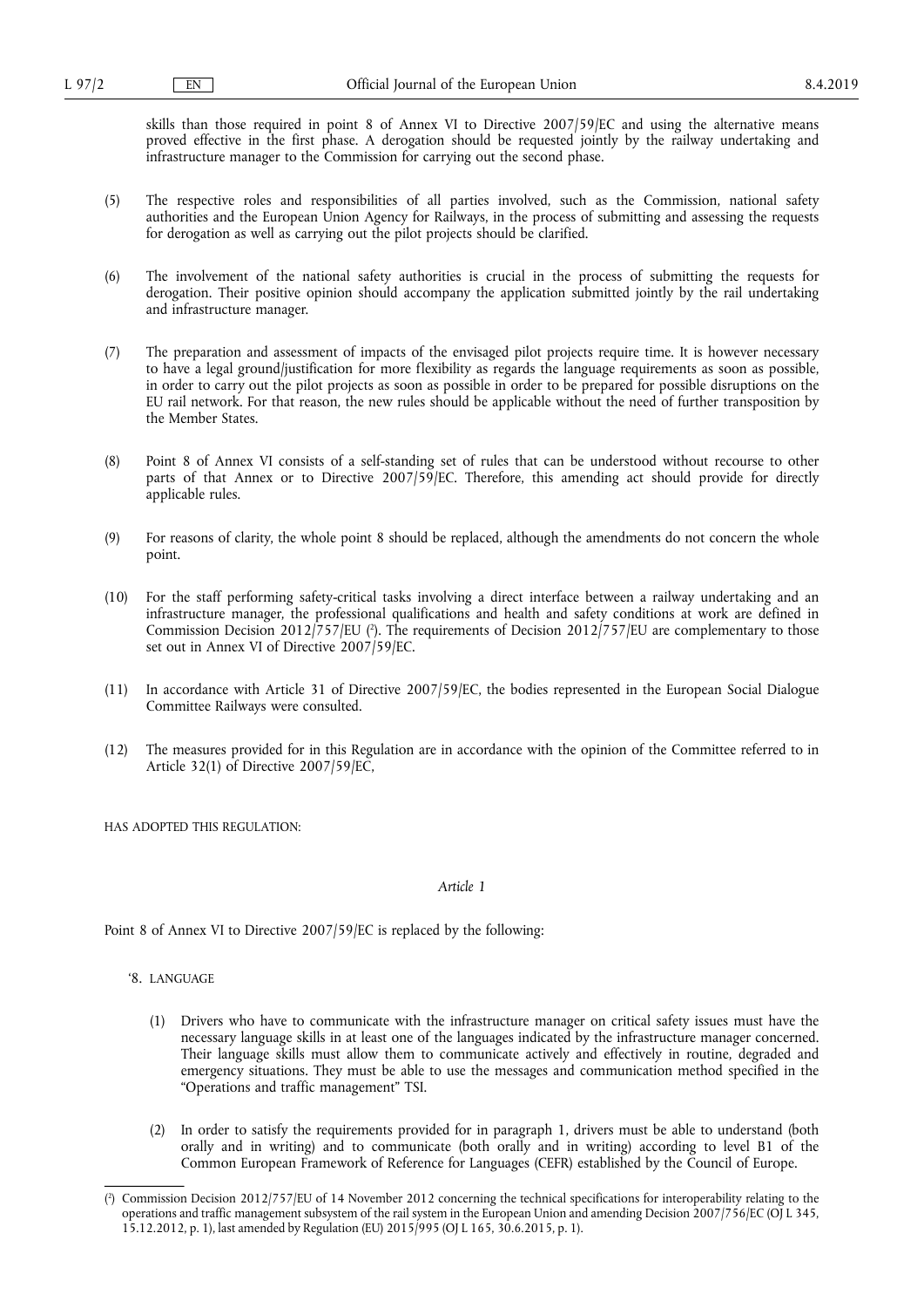skills than those required in point 8 of Annex VI to Directive 2007/59/EC and using the alternative means proved effective in the first phase. A derogation should be requested jointly by the railway undertaking and infrastructure manager to the Commission for carrying out the second phase.

(5) The respective roles and responsibilities of all parties involved, such as the Commission, national safety authorities and the European Union Agency for Railways, in the process of submitting and assessing the requests for derogation as well as carrying out the pilot projects should be clarified.

(6) The involvement of the national safety authorities is crucial in the process of submitting the requests for derogation. Their positive opinion should accompany the application submitted jointly by the rail undertaking and infrastructure manager.

(7) The preparation and assessment of impacts of the envisaged pilot projects require time. It is however necessary to have a legal ground/justification for more flexibility as regards the language requirements as soon as possible, in order to carry out the pilot projects as soon as possible in order to be prepared for possible disruptions on the EU rail network. For that reason, the new rules should be applicable without the need of further transposition by the Member States.

(8) Point 8 of Annex VI consists of a self-standing set of rules that can be understood without recourse to other parts of that Annex or to Directive 2007/59/EC. Therefore, this amending act should provide for directly applicable rules.

(9) For reasons of clarity, the whole point 8 should be replaced, although the amendments do not concern the whole point.

(10) For the staff performing safety-critical tasks involving a direct interface between a railway undertaking and an infrastructure manager, the professional qualifications and health and safety conditions at work are defined in Commission Decision 2012/757/EU ([2]). The requirements of Decision 2012/757/EU are complementary to those set out in Annex VI of Directive 2007/59/EC.

(11) In accordance with Article 31 of Directive 2007/59/EC, the bodies represented in the European Social Dialogue Committee Railways were consulted.

(12) The measures provided for in this Regulation are in accordance with the opinion of the Committee referred to in Article 32(1) of Directive 2007/59/EC,

HAS ADOPTED THIS REGULATION:

*Article 1*

Point 8 of Annex VI to Directive 2007/59/EC is replaced by the following:

'8. LANGUAGE

(1) Drivers who have to communicate with the infrastructure manager on critical safety issues must have the necessary language skills in at least one of the languages indicated by the infrastructure manager concerned. Their language skills must allow them to communicate actively and effectively in routine, degraded and emergency situations. They must be able to use the messages and communication method specified in the "Operations and traffic management" TSI.

(2) In order to satisfy the requirements provided for in paragraph 1, drivers must be able to understand (both orally and in writing) and to communicate (both orally and in writing) according to level B1 of the Common European Framework of Reference for Languages (CEFR) established by the Council of Europe.

---

([2]) Commission Decision 2012/757/EU of 14 November 2012 concerning the technical specifications for interoperability relating to the operations and traffic management subsystem of the rail system in the European Union and amending Decision 2007/756/EC (OJ L 345, 15.12.2012, p. 1), last amended by Regulation (EU) 2015/995 (OJ L 165, 30.6.2015, p. 1).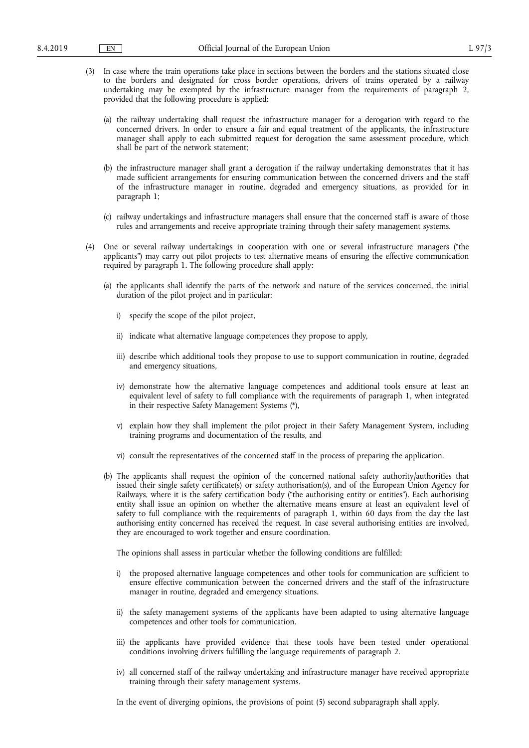(3) In case where the train operations take place in sections between the borders and the stations situated close to the borders and designated for cross border operations, drivers of trains operated by a railway undertaking may be exempted by the infrastructure manager from the requirements of paragraph 2, provided that the following procedure is applied:

(a) the railway undertaking shall request the infrastructure manager for a derogation with regard to the concerned drivers. In order to ensure a fair and equal treatment of the applicants, the infrastructure manager shall apply to each submitted request for derogation the same assessment procedure, which shall be part of the network statement;

(b) the infrastructure manager shall grant a derogation if the railway undertaking demonstrates that it has made sufficient arrangements for ensuring communication between the concerned drivers and the staff of the infrastructure manager in routine, degraded and emergency situations, as provided for in paragraph 1;

(c) railway undertakings and infrastructure managers shall ensure that the concerned staff is aware of those rules and arrangements and receive appropriate training through their safety management systems.

(4) One or several railway undertakings in cooperation with one or several infrastructure managers ("the applicants") may carry out pilot projects to test alternative means of ensuring the effective communication required by paragraph 1. The following procedure shall apply:

(a) the applicants shall identify the parts of the network and nature of the services concerned, the initial duration of the pilot project and in particular:

i) specify the scope of the pilot project,

ii) indicate what alternative language competences they propose to apply,

iii) describe which additional tools they propose to use to support communication in routine, degraded and emergency situations,

iv) demonstrate how the alternative language competences and additional tools ensure at least an equivalent level of safety to full compliance with the requirements of paragraph 1, when integrated in their respective Safety Management Systems (*),

v) explain how they shall implement the pilot project in their Safety Management System, including training programs and documentation of the results, and

vi) consult the representatives of the concerned staff in the process of preparing the application.

(b) The applicants shall request the opinion of the concerned national safety authority/authorities that issued their single safety certificate(s) or safety authorisation(s), and of the European Union Agency for Railways, where it is the safety certification body ("the authorising entity or entities"). Each authorising entity shall issue an opinion on whether the alternative means ensure at least an equivalent level of safety to full compliance with the requirements of paragraph 1, within 60 days from the day the last authorising entity concerned has received the request. In case several authorising entities are involved, they are encouraged to work together and ensure coordination.

The opinions shall assess in particular whether the following conditions are fulfilled:

i) the proposed alternative language competences and other tools for communication are sufficient to ensure effective communication between the concerned drivers and the staff of the infrastructure manager in routine, degraded and emergency situations.

ii) the safety management systems of the applicants have been adapted to using alternative language competences and other tools for communication.

iii) the applicants have provided evidence that these tools have been tested under operational conditions involving drivers fulfilling the language requirements of paragraph 2.

iv) all concerned staff of the railway undertaking and infrastructure manager have received appropriate training through their safety management systems.

In the event of diverging opinions, the provisions of point (5) second subparagraph shall apply.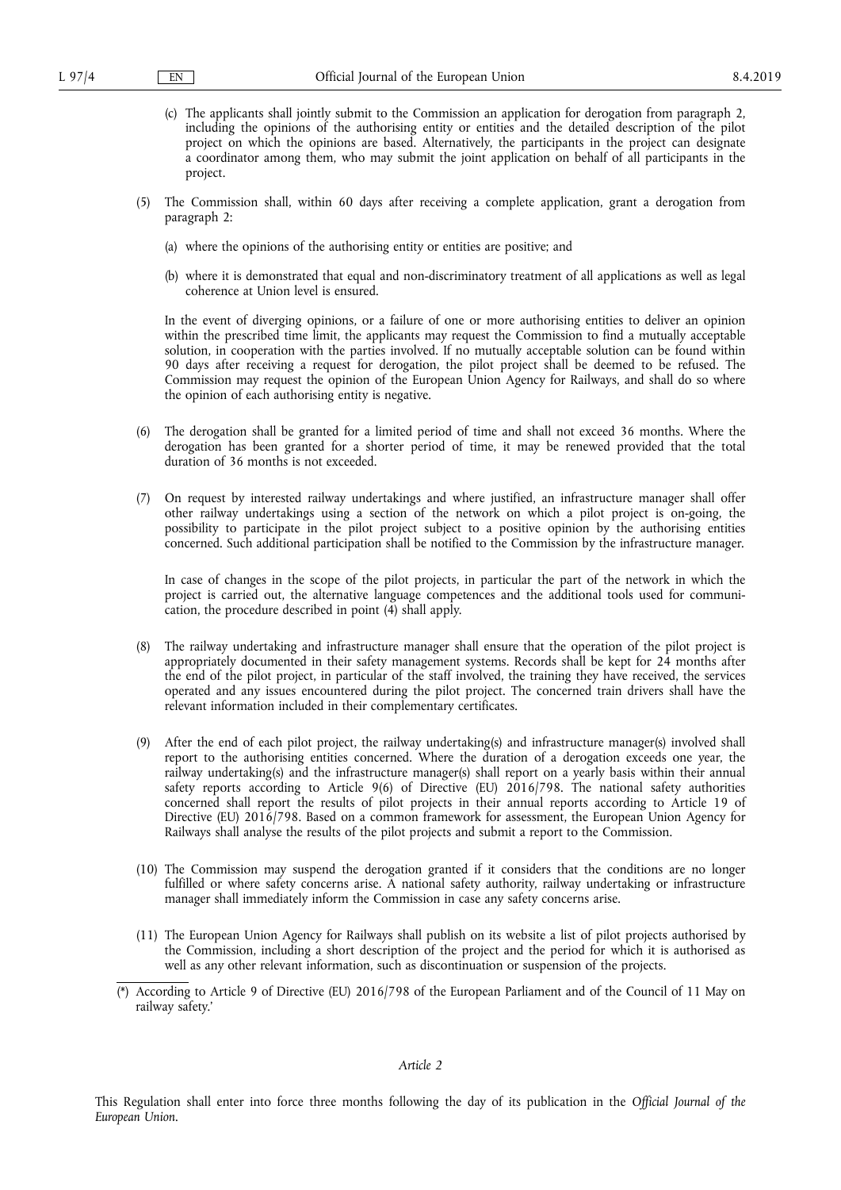(c) The applicants shall jointly submit to the Commission an application for derogation from paragraph 2, including the opinions of the authorising entity or entities and the detailed description of the pilot project on which the opinions are based. Alternatively, the participants in the project can designate a coordinator among them, who may submit the joint application on behalf of all participants in the project.

(5) The Commission shall, within 60 days after receiving a complete application, grant a derogation from paragraph 2:

(a) where the opinions of the authorising entity or entities are positive; and

(b) where it is demonstrated that equal and non-discriminatory treatment of all applications as well as legal coherence at Union level is ensured.

In the event of diverging opinions, or a failure of one or more authorising entities to deliver an opinion within the prescribed time limit, the applicants may request the Commission to find a mutually acceptable solution, in cooperation with the parties involved. If no mutually acceptable solution can be found within 90 days after receiving a request for derogation, the pilot project shall be deemed to be refused. The Commission may request the opinion of the European Union Agency for Railways, and shall do so where the opinion of each authorising entity is negative.

(6) The derogation shall be granted for a limited period of time and shall not exceed 36 months. Where the derogation has been granted for a shorter period of time, it may be renewed provided that the total duration of 36 months is not exceeded.

(7) On request by interested railway undertakings and where justified, an infrastructure manager shall offer other railway undertakings using a section of the network on which a pilot project is on-going, the possibility to participate in the pilot project subject to a positive opinion by the authorising entities concerned. Such additional participation shall be notified to the Commission by the infrastructure manager.

In case of changes in the scope of the pilot projects, in particular the part of the network in which the project is carried out, the alternative language competences and the additional tools used for communication, the procedure described in point (4) shall apply.

(8) The railway undertaking and infrastructure manager shall ensure that the operation of the pilot project is appropriately documented in their safety management systems. Records shall be kept for 24 months after the end of the pilot project, in particular of the staff involved, the training they have received, the services operated and any issues encountered during the pilot project. The concerned train drivers shall have the relevant information included in their complementary certificates.

(9) After the end of each pilot project, the railway undertaking(s) and infrastructure manager(s) involved shall report to the authorising entities concerned. Where the duration of a derogation exceeds one year, the railway undertaking(s) and the infrastructure manager(s) shall report on a yearly basis within their annual safety reports according to Article 9(6) of Directive (EU) 2016/798. The national safety authorities concerned shall report the results of pilot projects in their annual reports according to Article 19 of Directive (EU) 2016/798. Based on a common framework for assessment, the European Union Agency for Railways shall analyse the results of the pilot projects and submit a report to the Commission.

(10) The Commission may suspend the derogation granted if it considers that the conditions are no longer fulfilled or where safety concerns arise. A national safety authority, railway undertaking or infrastructure manager shall immediately inform the Commission in case any safety concerns arise.

(11) The European Union Agency for Railways shall publish on its website a list of pilot projects authorised by the Commission, including a short description of the project and the period for which it is authorised as well as any other relevant information, such as discontinuation or suspension of the projects.

(*) According to Article 9 of Directive (EU) 2016/798 of the European Parliament and of the Council of 11 May on railway safety.'

*Article 2*

This Regulation shall enter into force three months following the day of its publication in the *Official Journal of the European Union*.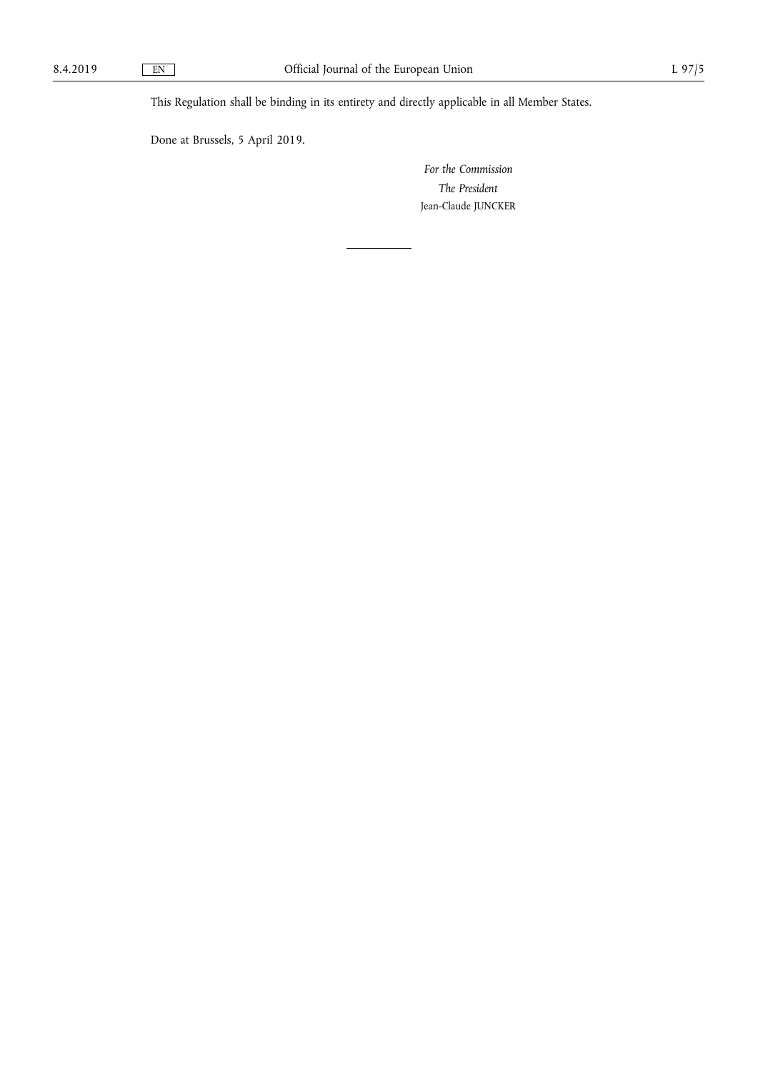This Regulation shall be binding in its entirety and directly applicable in all Member States.

Done at Brussels, 5 April 2019.

*For the Commission*

*The President*

Jean-Claude JUNCKER